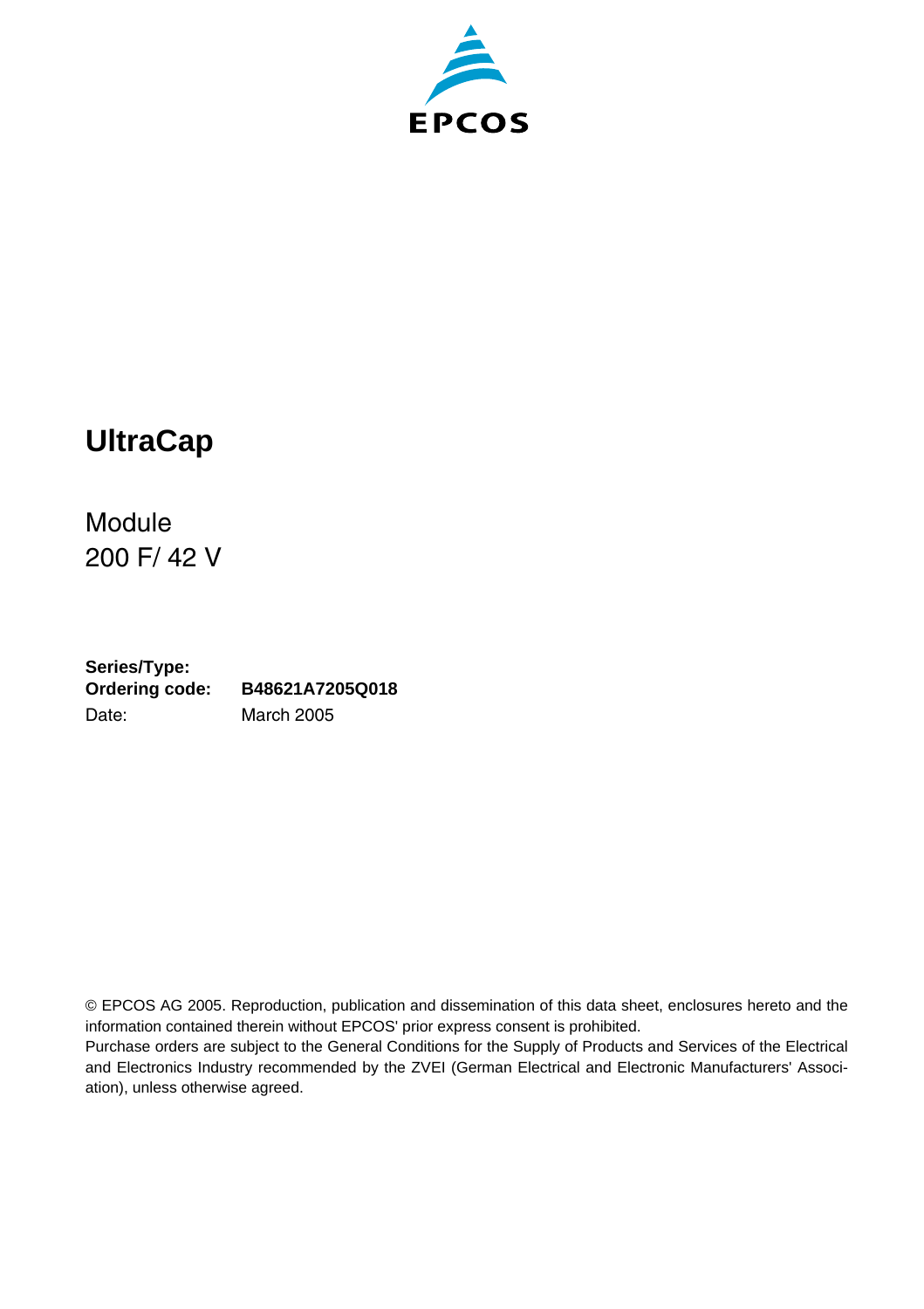EPCOS

# UltraCap

Module
200 F/ 42 V

**Series/Type:**
**Ordering code:** **B48621A7205Q018**
Date: March 2005

© EPCOS AG 2005. Reproduction, publication and dissemination of this data sheet, enclosures hereto and the information contained therein without EPCOS' prior express consent is prohibited.
Purchase orders are subject to the General Conditions for the Supply of Products and Services of the Electrical and Electronics Industry recommended by the ZVEI (German Electrical and Electronic Manufacturers' Association), unless otherwise agreed.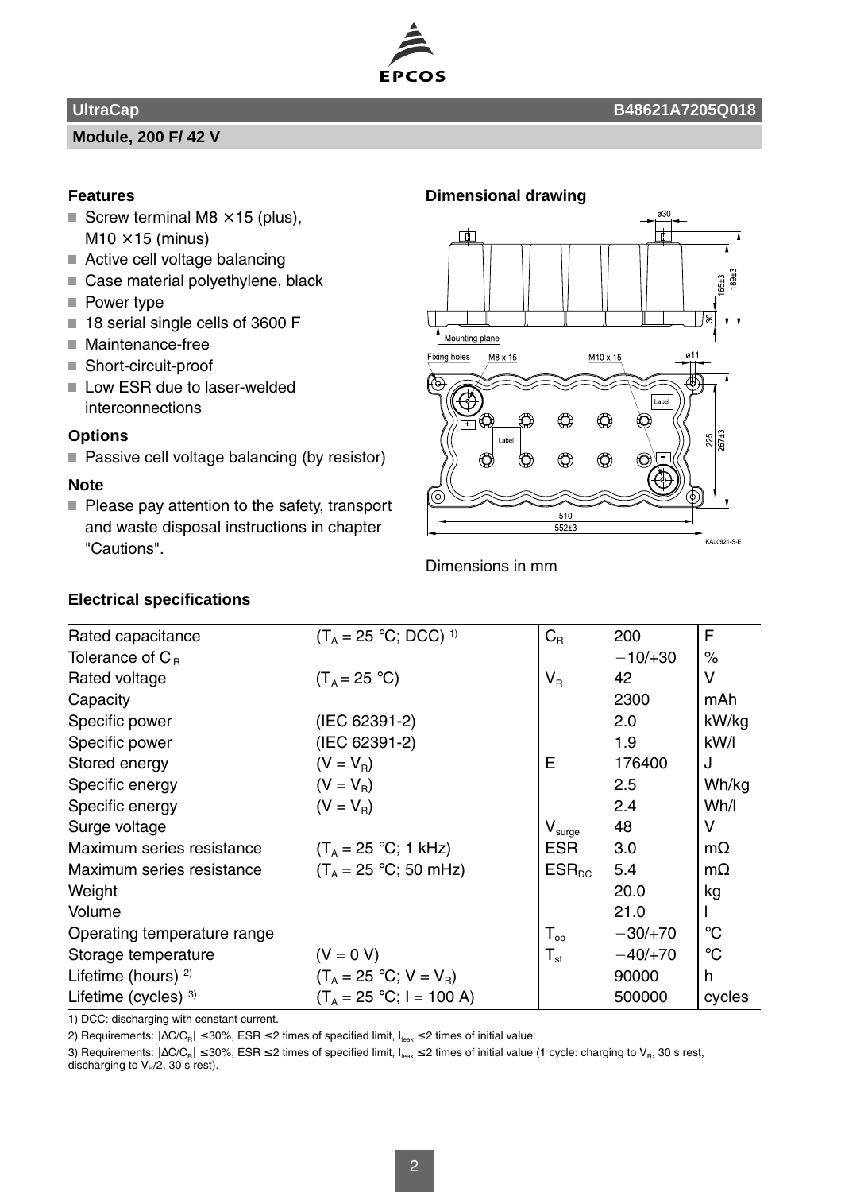**UltraCap** **B48621A7205Q018**

**Module, 200 F/ 42 V**

### Features

- Screw terminal M8 × 15 (plus), M10 × 15 (minus)
- Active cell voltage balancing
- Case material polyethylene, black
- Power type
- 18 serial single cells of 3600 F
- Maintenance-free
- Short-circuit-proof
- Low ESR due to laser-welded interconnections

### Options

- Passive cell voltage balancing (by resistor)

### Note

- Please pay attention to the safety, transport and waste disposal instructions in chapter "Cautions".

### Dimensional drawing

ø30
165±3
189±3
30
Mounting plane
Fixing holes
M8 x 15
M10 x 15
ø11
Label
+
Label
–
225
267±3
510
552±3
KAL0921-S-E

Dimensions in mm

### Electrical specifications

| | | | | |
|---|---|---|---|---|
| Rated capacitance | ($T_A$ = 25 °C; DCC) [1] | $C_R$ | 200 | F |
| Tolerance of $C_R$ | | | −10/+30 | % |
| Rated voltage | ($T_A$ = 25 °C) | $V_R$ | 42 | V |
| Capacity | | | 2300 | mAh |
| Specific power | (IEC 62391-2) | | 2.0 | kW/kg |
| Specific power | (IEC 62391-2) | | 1.9 | kW/l |
| Stored energy | ($V = V_R$) | E | 176400 | J |
| Specific energy | ($V = V_R$) | | 2.5 | Wh/kg |
| Specific energy | ($V = V_R$) | | 2.4 | Wh/l |
| Surge voltage | | $V_{surge}$ | 48 | V |
| Maximum series resistance | ($T_A$ = 25 °C; 1 kHz) | ESR | 3.0 | mΩ |
| Maximum series resistance | ($T_A$ = 25 °C; 50 mHz) | $ESR_{DC}$ | 5.4 | mΩ |
| Weight | | | 20.0 | kg |
| Volume | | | 21.0 | l |
| Operating temperature range | | $T_{op}$ | −30/+70 | °C |
| Storage temperature | (V = 0 V) | $T_{st}$ | −40/+70 | °C |
| Lifetime (hours) [2] | ($T_A$ = 25 °C; $V = V_R$) | | 90000 | h |
| Lifetime (cycles) [3] | ($T_A$ = 25 °C; I = 100 A) | | 500000 | cycles |

1) DCC: discharging with constant current.

2) Requirements: $|\Delta C/C_R| \leq 30\%$, ESR ≤ 2 times of specified limit, $I_{leak} \leq 2$ times of initial value.

3) Requirements: $|\Delta C/C_R| \leq 30\%$, ESR ≤ 2 times of specified limit, $I_{leak} \leq 2$ times of initial value (1 cycle: charging to $V_R$, 30 s rest, discharging to $V_R/2$, 30 s rest).